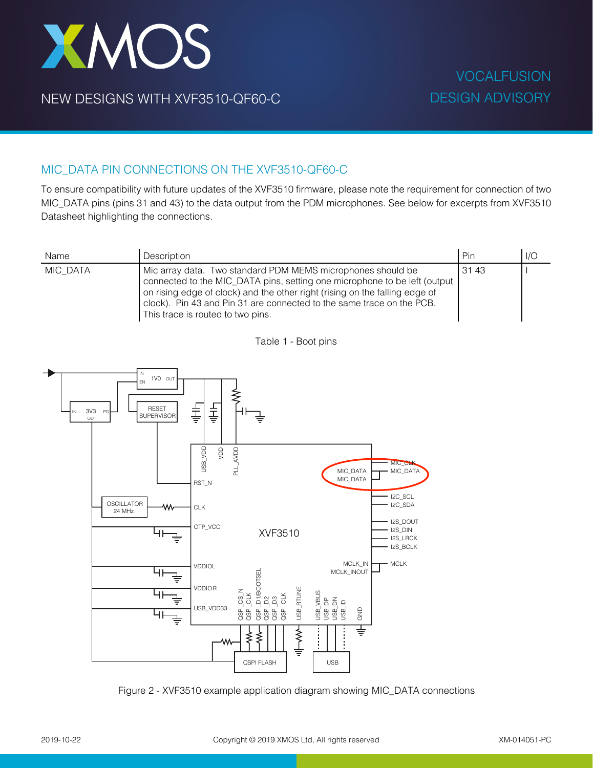# NEW DESIGNS WITH XVF3510-QF60-C

VOCALFUSION DESIGN ADVISORY

## MIC_DATA PIN CONNECTIONS ON THE XVF3510-QF60-C

To ensure compatibility with future updates of the XVF3510 firmware, please note the requirement for connection of two MIC_DATA pins (pins 31 and 43) to the data output from the PDM microphones. See below for excerpts from XVF3510 Datasheet highlighting the connections.

| Name | Description | Pin | I/O |
|---|---|---|---|
| MIC_DATA | Mic array data. Two standard PDM MEMS microphones should be connected to the MIC_DATA pins, setting one microphone to be left (output on rising edge of clock) and the other right (rising on the falling edge of clock). Pin 43 and Pin 31 are connected to the same trace on the PCB. This trace is routed to two pins. | 31 43 | I |

Table 1 - Boot pins

Figure 2 - XVF3510 example application diagram showing MIC_DATA connections

2019-10-22 Copyright © 2019 XMOS Ltd, All rights reserved XM-014051-PC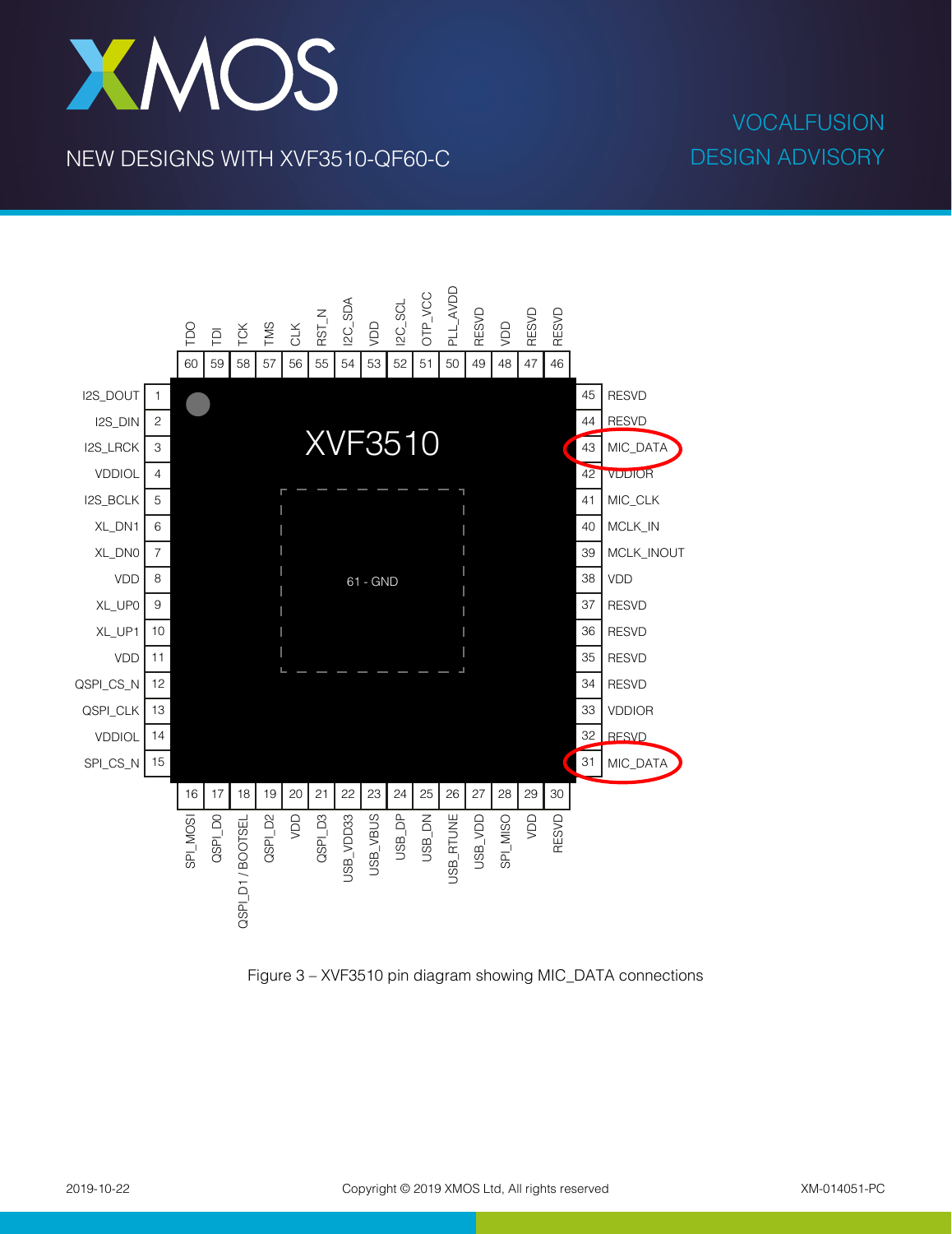Figure 3 – XVF3510 pin diagram showing MIC_DATA connections